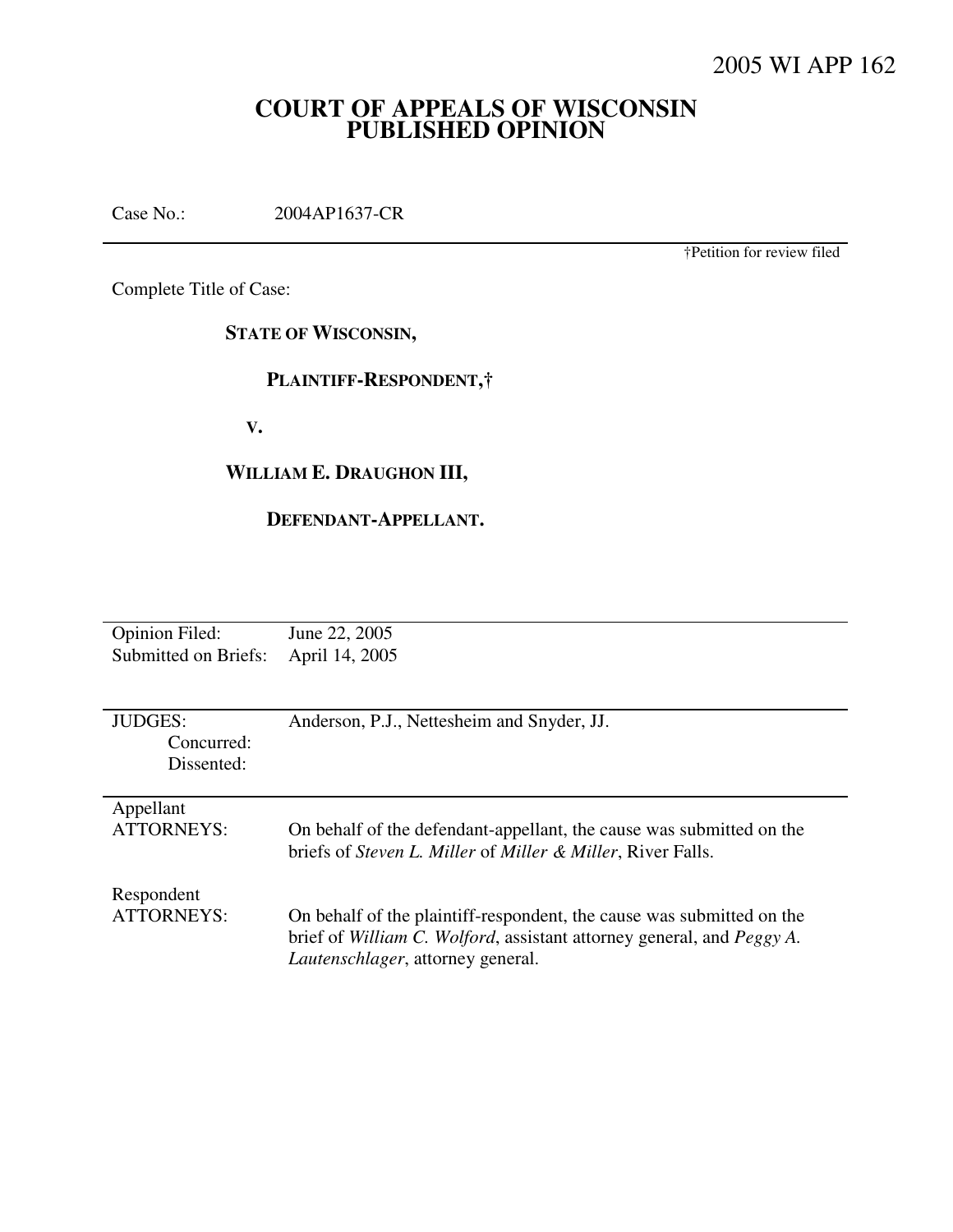2005 WI APP 162

# COURT OF APPEALS OF WISCONSIN
# PUBLISHED OPINION

Case No.: 2004AP1637-CR

†Petition for review filed

Complete Title of Case:

**STATE OF WISCONSIN,**

**PLAINTIFF-RESPONDENT,†**

**V.**

**WILLIAM E. DRAUGHON III,**

**DEFENDANT-APPELLANT.**

| | |
|---|---|
| Opinion Filed: | June 22, 2005 |
| Submitted on Briefs: | April 14, 2005 |

| | |
|---|---|
| JUDGES: | Anderson, P.J., Nettesheim and Snyder, JJ. |
| Concurred: | |
| Dissented: | |

| | |
|---|---|
| Appellant ATTORNEYS: | On behalf of the defendant-appellant, the cause was submitted on the briefs of *Steven L. Miller* of *Miller & Miller*, River Falls. |
| Respondent ATTORNEYS: | On behalf of the plaintiff-respondent, the cause was submitted on the brief of *William C. Wolford*, assistant attorney general, and *Peggy A. Lautenschlager*, attorney general. |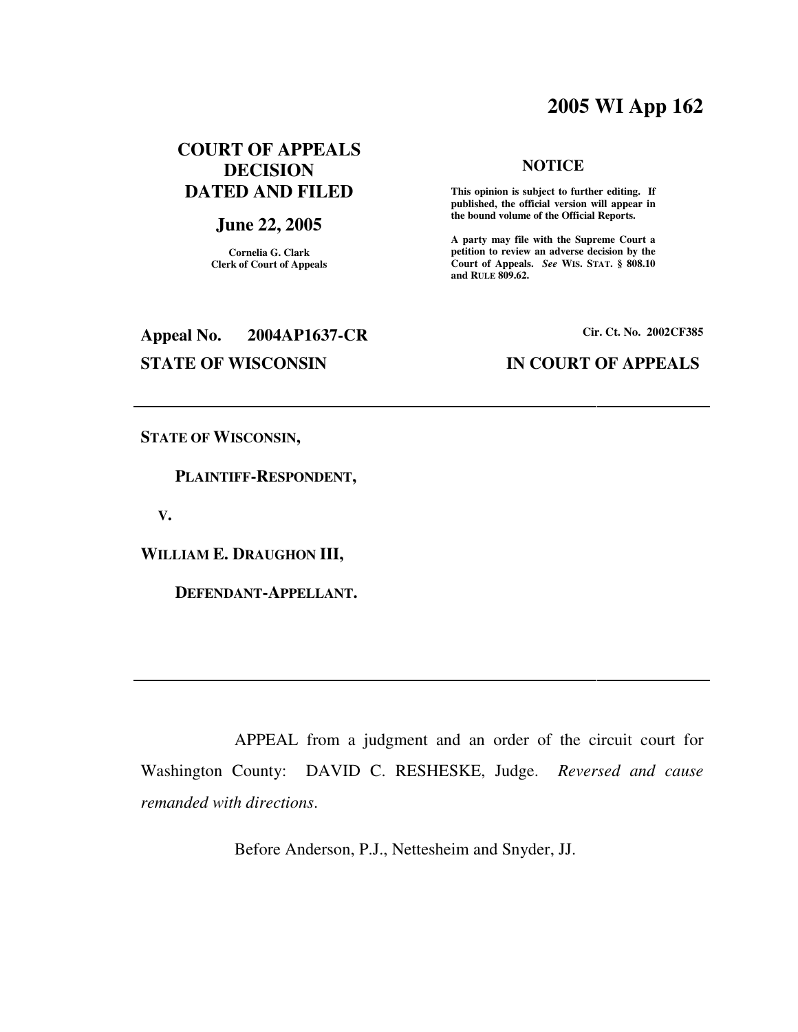# 2005 WI App 162

**COURT OF APPEALS DECISION DATED AND FILED**

**June 22, 2005**

**Cornelia G. Clark**
**Clerk of Court of Appeals**

**NOTICE**

**This opinion is subject to further editing. If published, the official version will appear in the bound volume of the Official Reports.**

**A party may file with the Supreme Court a petition to review an adverse decision by the Court of Appeals.** ***See*** **WIS. STAT. § 808.10 and RULE 809.62.**

**Appeal No. 2004AP1637-CR**

**Cir. Ct. No. 2002CF385**

**STATE OF WISCONSIN** **IN COURT OF APPEALS**

---

**STATE OF WISCONSIN,**

**PLAINTIFF-RESPONDENT,**

**V.**

**WILLIAM E. DRAUGHON III,**

**DEFENDANT-APPELLANT.**

---

APPEAL from a judgment and an order of the circuit court for Washington County: DAVID C. RESHESKE, Judge. *Reversed and cause remanded with directions.*

Before Anderson, P.J., Nettesheim and Snyder, JJ.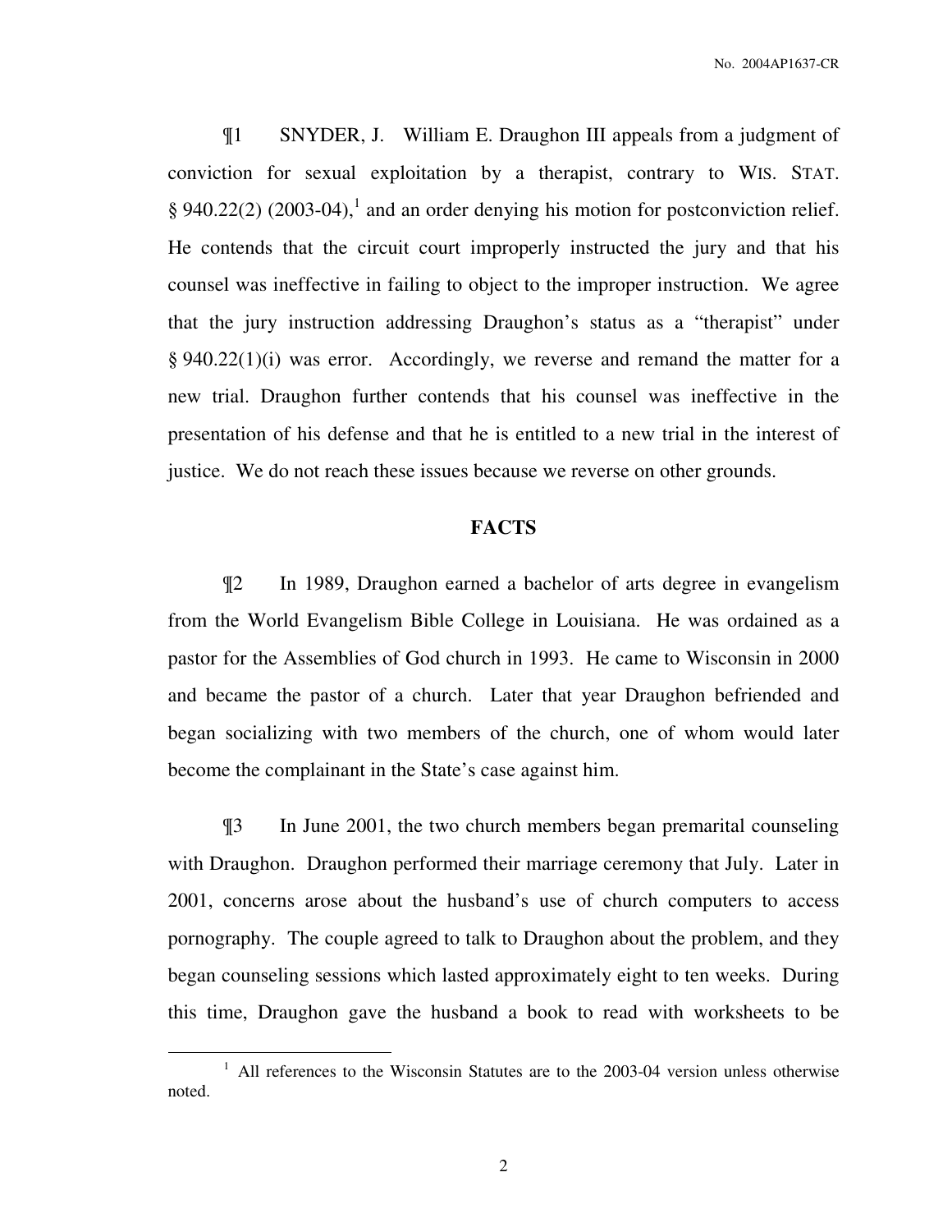¶1 SNYDER, J. William E. Draughon III appeals from a judgment of conviction for sexual exploitation by a therapist, contrary to WIS. STAT. § 940.22(2) (2003-04),[1] and an order denying his motion for postconviction relief. He contends that the circuit court improperly instructed the jury and that his counsel was ineffective in failing to object to the improper instruction. We agree that the jury instruction addressing Draughon's status as a "therapist" under § 940.22(1)(i) was error. Accordingly, we reverse and remand the matter for a new trial. Draughon further contends that his counsel was ineffective in the presentation of his defense and that he is entitled to a new trial in the interest of justice. We do not reach these issues because we reverse on other grounds.

## FACTS

¶2 In 1989, Draughon earned a bachelor of arts degree in evangelism from the World Evangelism Bible College in Louisiana. He was ordained as a pastor for the Assemblies of God church in 1993. He came to Wisconsin in 2000 and became the pastor of a church. Later that year Draughon befriended and began socializing with two members of the church, one of whom would later become the complainant in the State's case against him.

¶3 In June 2001, the two church members began premarital counseling with Draughon. Draughon performed their marriage ceremony that July. Later in 2001, concerns arose about the husband's use of church computers to access pornography. The couple agreed to talk to Draughon about the problem, and they began counseling sessions which lasted approximately eight to ten weeks. During this time, Draughon gave the husband a book to read with worksheets to be

[1] All references to the Wisconsin Statutes are to the 2003-04 version unless otherwise noted.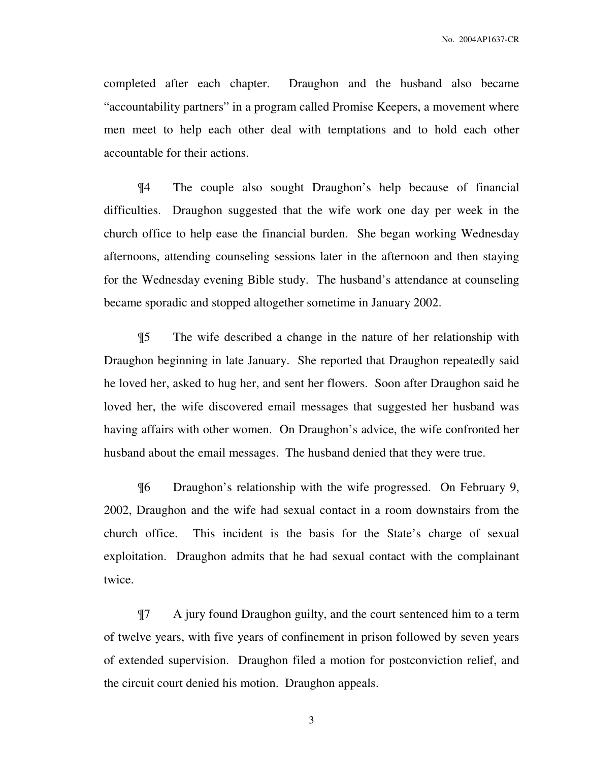completed after each chapter. Draughon and the husband also became "accountability partners" in a program called Promise Keepers, a movement where men meet to help each other deal with temptations and to hold each other accountable for their actions.

¶4 The couple also sought Draughon's help because of financial difficulties. Draughon suggested that the wife work one day per week in the church office to help ease the financial burden. She began working Wednesday afternoons, attending counseling sessions later in the afternoon and then staying for the Wednesday evening Bible study. The husband's attendance at counseling became sporadic and stopped altogether sometime in January 2002.

¶5 The wife described a change in the nature of her relationship with Draughon beginning in late January. She reported that Draughon repeatedly said he loved her, asked to hug her, and sent her flowers. Soon after Draughon said he loved her, the wife discovered email messages that suggested her husband was having affairs with other women. On Draughon's advice, the wife confronted her husband about the email messages. The husband denied that they were true.

¶6 Draughon's relationship with the wife progressed. On February 9, 2002, Draughon and the wife had sexual contact in a room downstairs from the church office. This incident is the basis for the State's charge of sexual exploitation. Draughon admits that he had sexual contact with the complainant twice.

¶7 A jury found Draughon guilty, and the court sentenced him to a term of twelve years, with five years of confinement in prison followed by seven years of extended supervision. Draughon filed a motion for postconviction relief, and the circuit court denied his motion. Draughon appeals.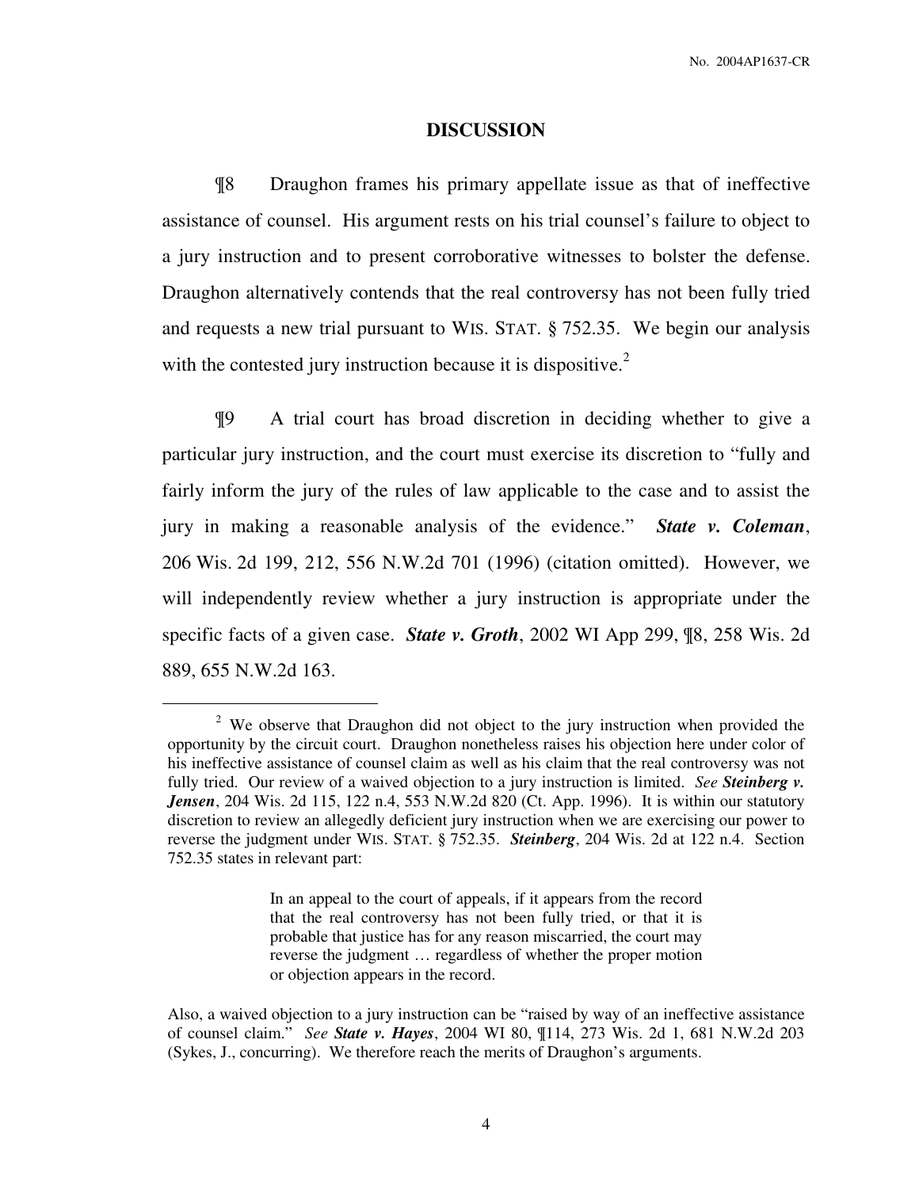## DISCUSSION

¶8 Draughon frames his primary appellate issue as that of ineffective assistance of counsel. His argument rests on his trial counsel's failure to object to a jury instruction and to present corroborative witnesses to bolster the defense. Draughon alternatively contends that the real controversy has not been fully tried and requests a new trial pursuant to WIS. STAT. § 752.35. We begin our analysis with the contested jury instruction because it is dispositive.[2]

¶9 A trial court has broad discretion in deciding whether to give a particular jury instruction, and the court must exercise its discretion to "fully and fairly inform the jury of the rules of law applicable to the case and to assist the jury in making a reasonable analysis of the evidence." ***State v. Coleman***, 206 Wis. 2d 199, 212, 556 N.W.2d 701 (1996) (citation omitted). However, we will independently review whether a jury instruction is appropriate under the specific facts of a given case. ***State v. Groth***, 2002 WI App 299, ¶8, 258 Wis. 2d 889, 655 N.W.2d 163.

---

[2] We observe that Draughon did not object to the jury instruction when provided the opportunity by the circuit court. Draughon nonetheless raises his objection here under color of his ineffective assistance of counsel claim as well as his claim that the real controversy was not fully tried. Our review of a waived objection to a jury instruction is limited. *See* ***Steinberg v. Jensen***, 204 Wis. 2d 115, 122 n.4, 553 N.W.2d 820 (Ct. App. 1996). It is within our statutory discretion to review an allegedly deficient jury instruction when we are exercising our power to reverse the judgment under WIS. STAT. § 752.35. ***Steinberg***, 204 Wis. 2d at 122 n.4. Section 752.35 states in relevant part:

> In an appeal to the court of appeals, if it appears from the record that the real controversy has not been fully tried, or that it is probable that justice has for any reason miscarried, the court may reverse the judgment … regardless of whether the proper motion or objection appears in the record.

Also, a waived objection to a jury instruction can be "raised by way of an ineffective assistance of counsel claim." *See* ***State v. Hayes***, 2004 WI 80, ¶114, 273 Wis. 2d 1, 681 N.W.2d 203 (Sykes, J., concurring). We therefore reach the merits of Draughon's arguments.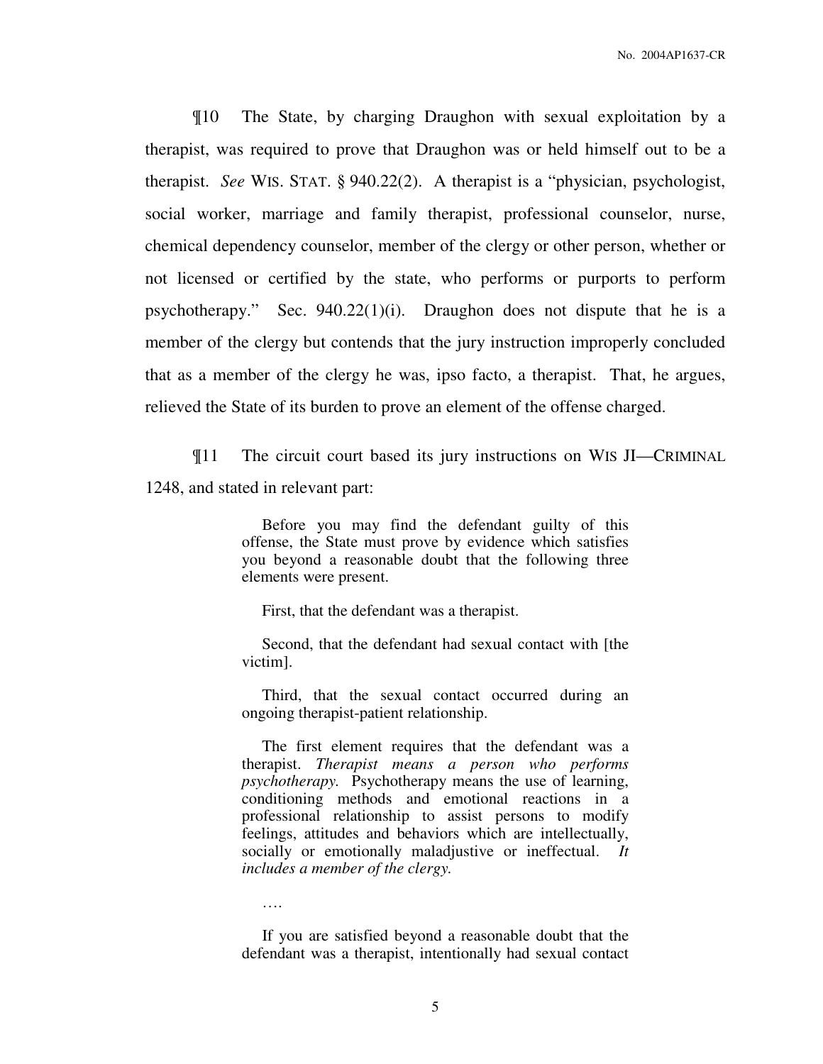¶10 The State, by charging Draughon with sexual exploitation by a therapist, was required to prove that Draughon was or held himself out to be a therapist. *See* WIS. STAT. § 940.22(2). A therapist is a "physician, psychologist, social worker, marriage and family therapist, professional counselor, nurse, chemical dependency counselor, member of the clergy or other person, whether or not licensed or certified by the state, who performs or purports to perform psychotherapy." Sec. 940.22(1)(i). Draughon does not dispute that he is a member of the clergy but contends that the jury instruction improperly concluded that as a member of the clergy he was, ipso facto, a therapist. That, he argues, relieved the State of its burden to prove an element of the offense charged.

¶11 The circuit court based its jury instructions on WIS JI—CRIMINAL 1248, and stated in relevant part:

> Before you may find the defendant guilty of this offense, the State must prove by evidence which satisfies you beyond a reasonable doubt that the following three elements were present.
>
> First, that the defendant was a therapist.
>
> Second, that the defendant had sexual contact with [the victim].
>
> Third, that the sexual contact occurred during an ongoing therapist-patient relationship.
>
> The first element requires that the defendant was a therapist. *Therapist means a person who performs psychotherapy.* Psychotherapy means the use of learning, conditioning methods and emotional reactions in a professional relationship to assist persons to modify feelings, attitudes and behaviors which are intellectually, socially or emotionally maladjustive or ineffectual. *It includes a member of the clergy.*
>
> ….
>
> If you are satisfied beyond a reasonable doubt that the defendant was a therapist, intentionally had sexual contact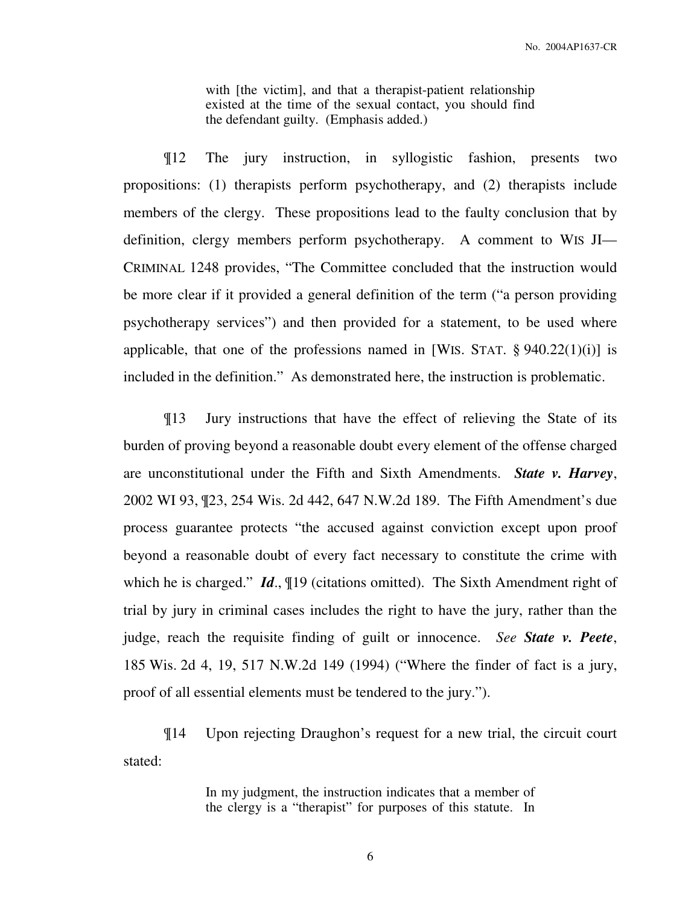with [the victim], and that a therapist-patient relationship existed at the time of the sexual contact, you should find the defendant guilty. (Emphasis added.)

¶12 The jury instruction, in syllogistic fashion, presents two propositions: (1) therapists perform psychotherapy, and (2) therapists include members of the clergy. These propositions lead to the faulty conclusion that by definition, clergy members perform psychotherapy. A comment to WIS JI—CRIMINAL 1248 provides, "The Committee concluded that the instruction would be more clear if it provided a general definition of the term ("a person providing psychotherapy services") and then provided for a statement, to be used where applicable, that one of the professions named in [WIS. STAT. § 940.22(1)(i)] is included in the definition." As demonstrated here, the instruction is problematic.

¶13 Jury instructions that have the effect of relieving the State of its burden of proving beyond a reasonable doubt every element of the offense charged are unconstitutional under the Fifth and Sixth Amendments. ***State v. Harvey***, 2002 WI 93, ¶23, 254 Wis. 2d 442, 647 N.W.2d 189. The Fifth Amendment's due process guarantee protects "the accused against conviction except upon proof beyond a reasonable doubt of every fact necessary to constitute the crime with which he is charged." ***Id***., ¶19 (citations omitted). The Sixth Amendment right of trial by jury in criminal cases includes the right to have the jury, rather than the judge, reach the requisite finding of guilt or innocence. *See* ***State v. Peete***, 185 Wis. 2d 4, 19, 517 N.W.2d 149 (1994) ("Where the finder of fact is a jury, proof of all essential elements must be tendered to the jury.").

¶14 Upon rejecting Draughon's request for a new trial, the circuit court stated:

> In my judgment, the instruction indicates that a member of the clergy is a "therapist" for purposes of this statute. In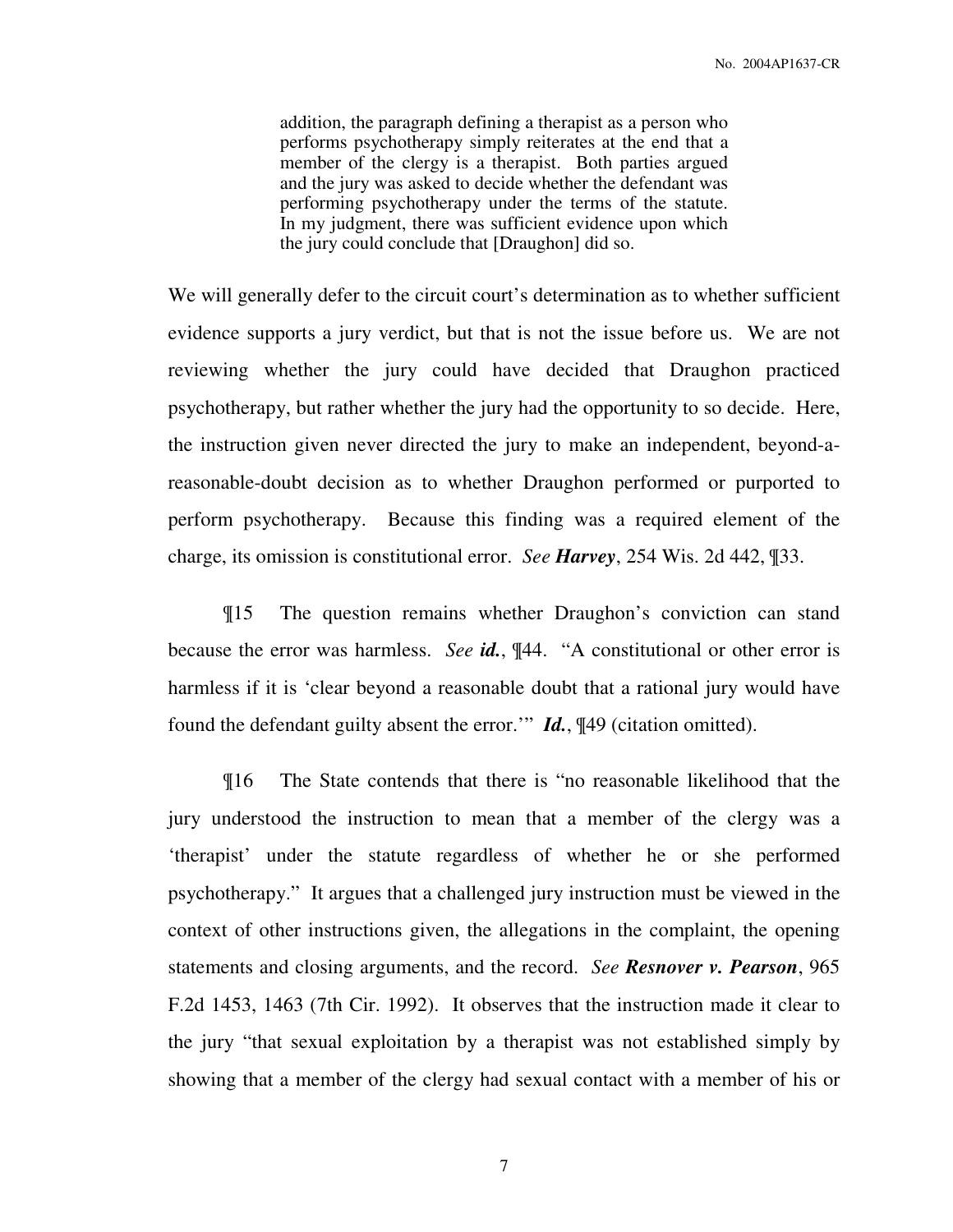> addition, the paragraph defining a therapist as a person who performs psychotherapy simply reiterates at the end that a member of the clergy is a therapist. Both parties argued and the jury was asked to decide whether the defendant was performing psychotherapy under the terms of the statute. In my judgment, there was sufficient evidence upon which the jury could conclude that [Draughon] did so.

We will generally defer to the circuit court's determination as to whether sufficient evidence supports a jury verdict, but that is not the issue before us. We are not reviewing whether the jury could have decided that Draughon practiced psychotherapy, but rather whether the jury had the opportunity to so decide. Here, the instruction given never directed the jury to make an independent, beyond-a-reasonable-doubt decision as to whether Draughon performed or purported to perform psychotherapy. Because this finding was a required element of the charge, its omission is constitutional error. *See* ***Harvey***, 254 Wis. 2d 442, ¶33.

¶15 The question remains whether Draughon's conviction can stand because the error was harmless. *See* ***id.***, ¶44. "A constitutional or other error is harmless if it is 'clear beyond a reasonable doubt that a rational jury would have found the defendant guilty absent the error.'" ***Id.***, ¶49 (citation omitted).

¶16 The State contends that there is "no reasonable likelihood that the jury understood the instruction to mean that a member of the clergy was a 'therapist' under the statute regardless of whether he or she performed psychotherapy." It argues that a challenged jury instruction must be viewed in the context of other instructions given, the allegations in the complaint, the opening statements and closing arguments, and the record. *See* ***Resnover v. Pearson***, 965 F.2d 1453, 1463 (7th Cir. 1992). It observes that the instruction made it clear to the jury "that sexual exploitation by a therapist was not established simply by showing that a member of the clergy had sexual contact with a member of his or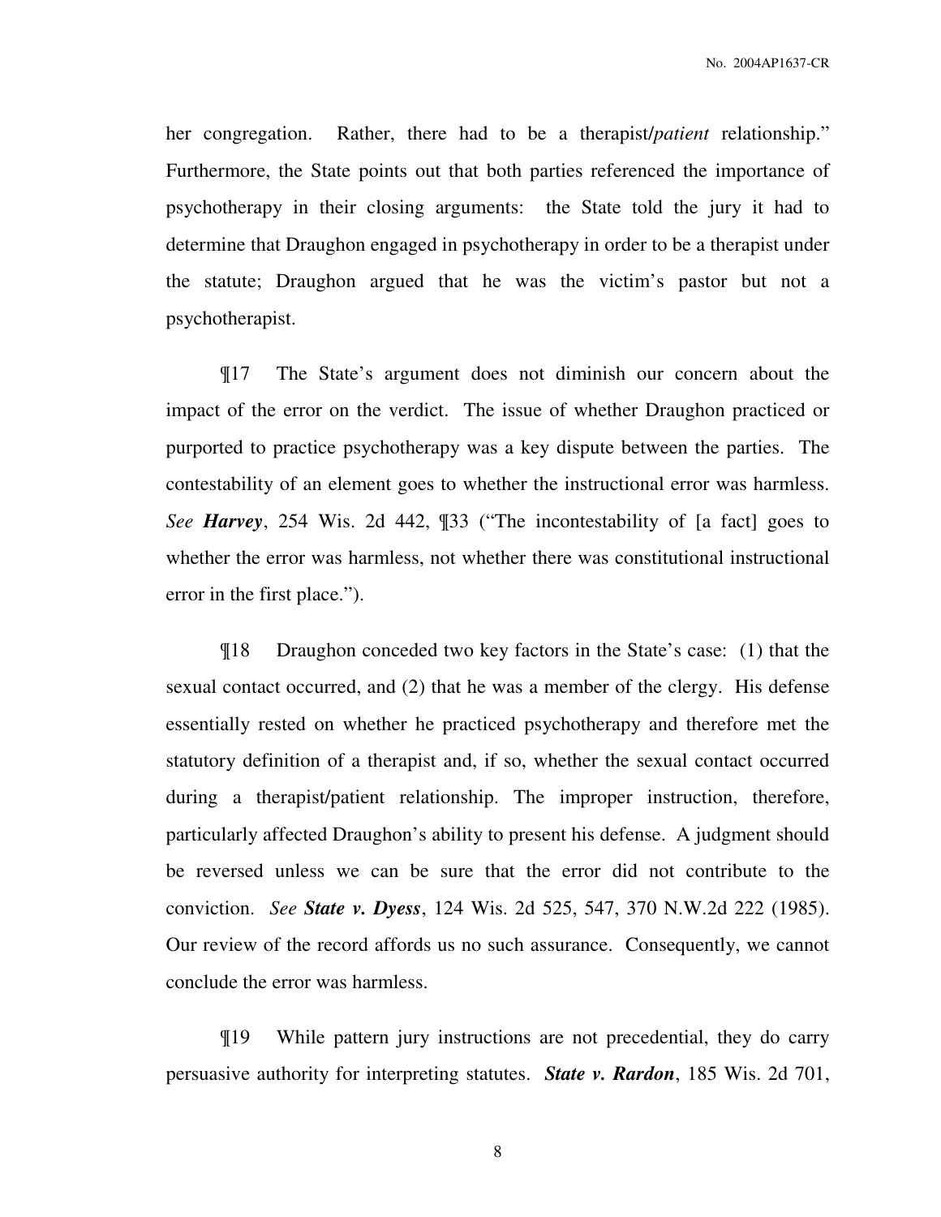her congregation. Rather, there had to be a therapist/*patient* relationship." Furthermore, the State points out that both parties referenced the importance of psychotherapy in their closing arguments: the State told the jury it had to determine that Draughon engaged in psychotherapy in order to be a therapist under the statute; Draughon argued that he was the victim's pastor but not a psychotherapist.

¶17 The State's argument does not diminish our concern about the impact of the error on the verdict. The issue of whether Draughon practiced or purported to practice psychotherapy was a key dispute between the parties. The contestability of an element goes to whether the instructional error was harmless. *See* ***Harvey***, 254 Wis. 2d 442, ¶33 ("The incontestability of [a fact] goes to whether the error was harmless, not whether there was constitutional instructional error in the first place.").

¶18 Draughon conceded two key factors in the State's case: (1) that the sexual contact occurred, and (2) that he was a member of the clergy. His defense essentially rested on whether he practiced psychotherapy and therefore met the statutory definition of a therapist and, if so, whether the sexual contact occurred during a therapist/patient relationship. The improper instruction, therefore, particularly affected Draughon's ability to present his defense. A judgment should be reversed unless we can be sure that the error did not contribute to the conviction. *See* ***State v. Dyess***, 124 Wis. 2d 525, 547, 370 N.W.2d 222 (1985). Our review of the record affords us no such assurance. Consequently, we cannot conclude the error was harmless.

¶19 While pattern jury instructions are not precedential, they do carry persuasive authority for interpreting statutes. ***State v. Rardon***, 185 Wis. 2d 701,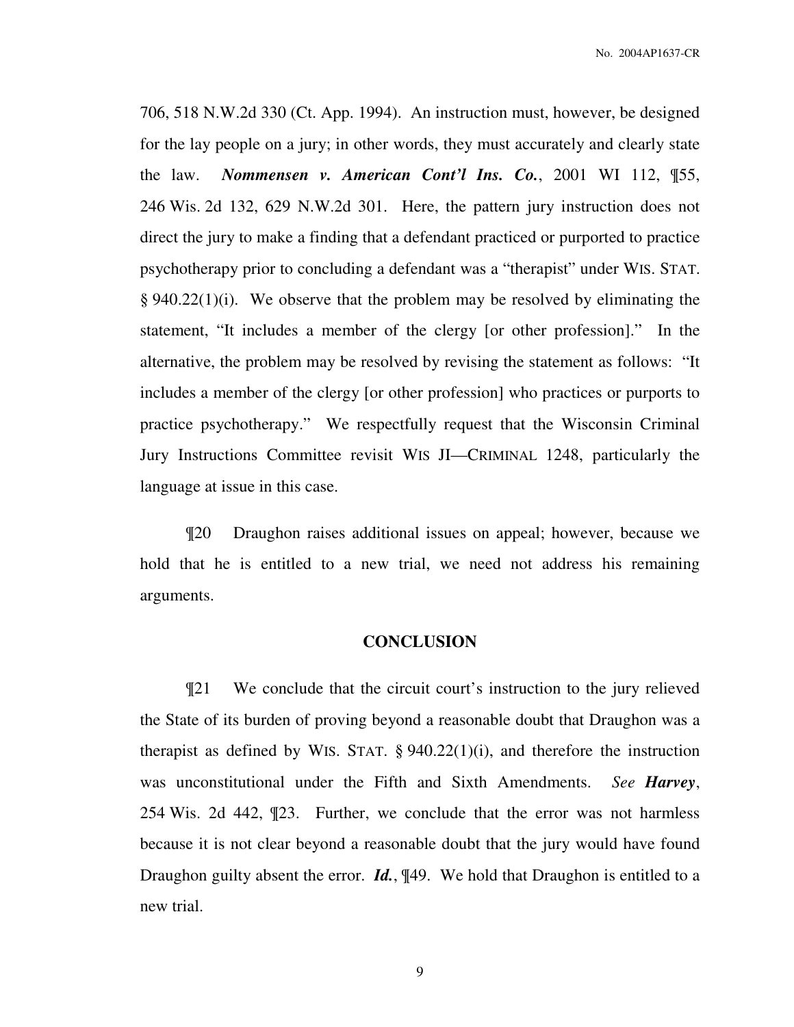706, 518 N.W.2d 330 (Ct. App. 1994). An instruction must, however, be designed for the lay people on a jury; in other words, they must accurately and clearly state the law. ***Nommensen v. American Cont'l Ins. Co.***, 2001 WI 112, ¶55, 246 Wis. 2d 132, 629 N.W.2d 301. Here, the pattern jury instruction does not direct the jury to make a finding that a defendant practiced or purported to practice psychotherapy prior to concluding a defendant was a "therapist" under WIS. STAT. § 940.22(1)(i). We observe that the problem may be resolved by eliminating the statement, "It includes a member of the clergy [or other profession]." In the alternative, the problem may be resolved by revising the statement as follows: "It includes a member of the clergy [or other profession] who practices or purports to practice psychotherapy." We respectfully request that the Wisconsin Criminal Jury Instructions Committee revisit WIS JI—CRIMINAL 1248, particularly the language at issue in this case.

¶20 Draughon raises additional issues on appeal; however, because we hold that he is entitled to a new trial, we need not address his remaining arguments.

## CONCLUSION

¶21 We conclude that the circuit court's instruction to the jury relieved the State of its burden of proving beyond a reasonable doubt that Draughon was a therapist as defined by WIS. STAT. § 940.22(1)(i), and therefore the instruction was unconstitutional under the Fifth and Sixth Amendments. *See* ***Harvey***, 254 Wis. 2d 442, ¶23. Further, we conclude that the error was not harmless because it is not clear beyond a reasonable doubt that the jury would have found Draughon guilty absent the error. ***Id.***, ¶49. We hold that Draughon is entitled to a new trial.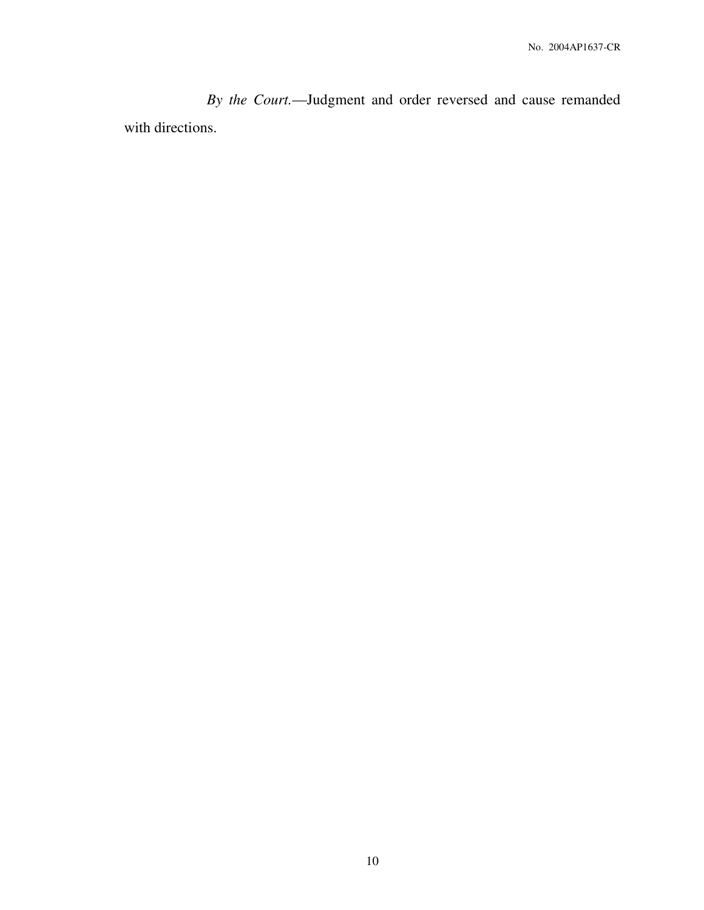*By the Court.*—Judgment and order reversed and cause remanded with directions.